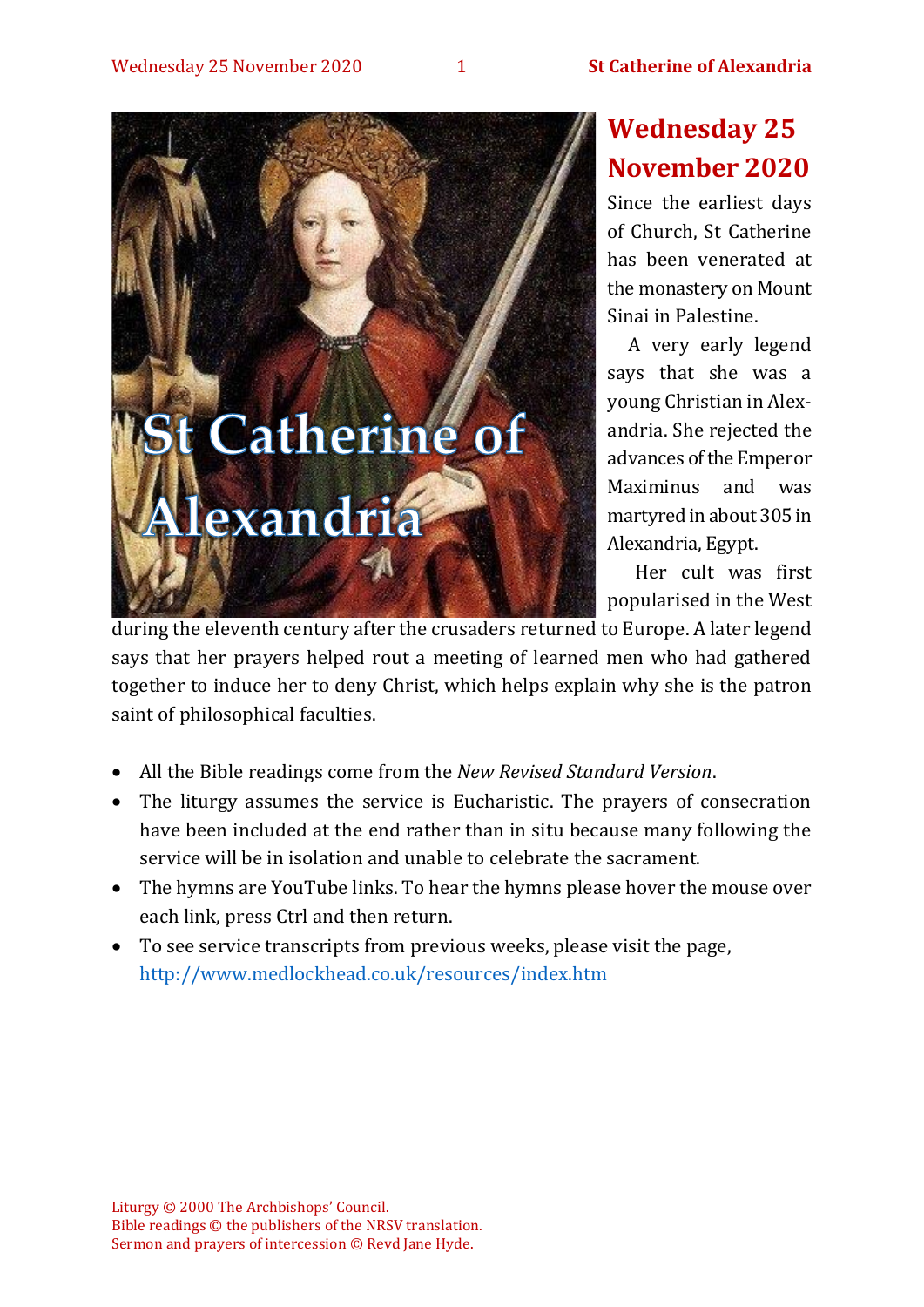# St Catherine of Alexandria

## Wednesday 25 November 2020

Since the earliest days of Church, St Catherine has been venerated at the monastery on Mount Sinai in Palestine.

A very early legend says that she was a young Christian in Alexandria. She rejected the advances of the Emperor Maximinus and was martyred in about 305 in Alexandria, Egypt.

Her cult was first popularised in the West during the eleventh century after the crusaders returned to Europe. A later legend says that her prayers helped rout a meeting of learned men who had gathered together to induce her to deny Christ, which helps explain why she is the patron saint of philosophical faculties.

- All the Bible readings come from the *New Revised Standard Version*.
- The liturgy assumes the service is Eucharistic. The prayers of consecration have been included at the end rather than in situ because many following the service will be in isolation and unable to celebrate the sacrament.
- The hymns are YouTube links. To hear the hymns please hover the mouse over each link, press Ctrl and then return.
- To see service transcripts from previous weeks, please visit the page, http://www.medlockhead.co.uk/resources/index.htm

Liturgy © 2000 The Archbishops' Council.
Bible readings © the publishers of the NRSV translation.
Sermon and prayers of intercession © Revd Jane Hyde.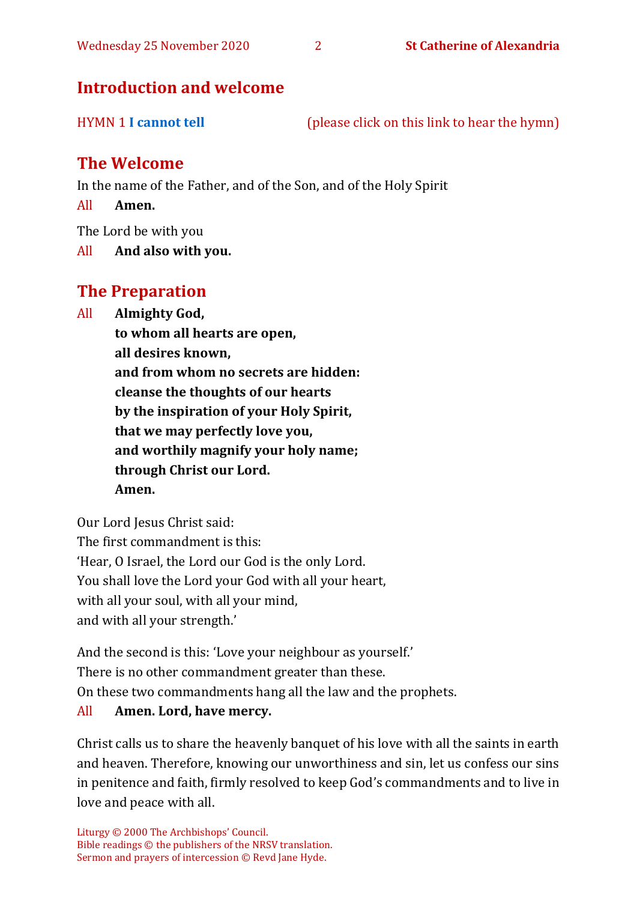## Introduction and welcome

HYMN 1 **I cannot tell** (please click on this link to hear the hymn)

## The Welcome

In the name of the Father, and of the Son, and of the Holy Spirit

All **Amen.**

The Lord be with you

All **And also with you.**

## The Preparation

All **Almighty God,**
**to whom all hearts are open,**
**all desires known,**
**and from whom no secrets are hidden:**
**cleanse the thoughts of our hearts**
**by the inspiration of your Holy Spirit,**
**that we may perfectly love you,**
**and worthily magnify your holy name;**
**through Christ our Lord.**
**Amen.**

Our Lord Jesus Christ said:
The first commandment is this:
'Hear, O Israel, the Lord our God is the only Lord.
You shall love the Lord your God with all your heart,
with all your soul, with all your mind,
and with all your strength.'

And the second is this: 'Love your neighbour as yourself.'
There is no other commandment greater than these.
On these two commandments hang all the law and the prophets.

All **Amen. Lord, have mercy.**

Christ calls us to share the heavenly banquet of his love with all the saints in earth and heaven. Therefore, knowing our unworthiness and sin, let us confess our sins in penitence and faith, firmly resolved to keep God's commandments and to live in love and peace with all.

Liturgy © 2000 The Archbishops' Council.
Bible readings © the publishers of the NRSV translation.
Sermon and prayers of intercession © Revd Jane Hyde.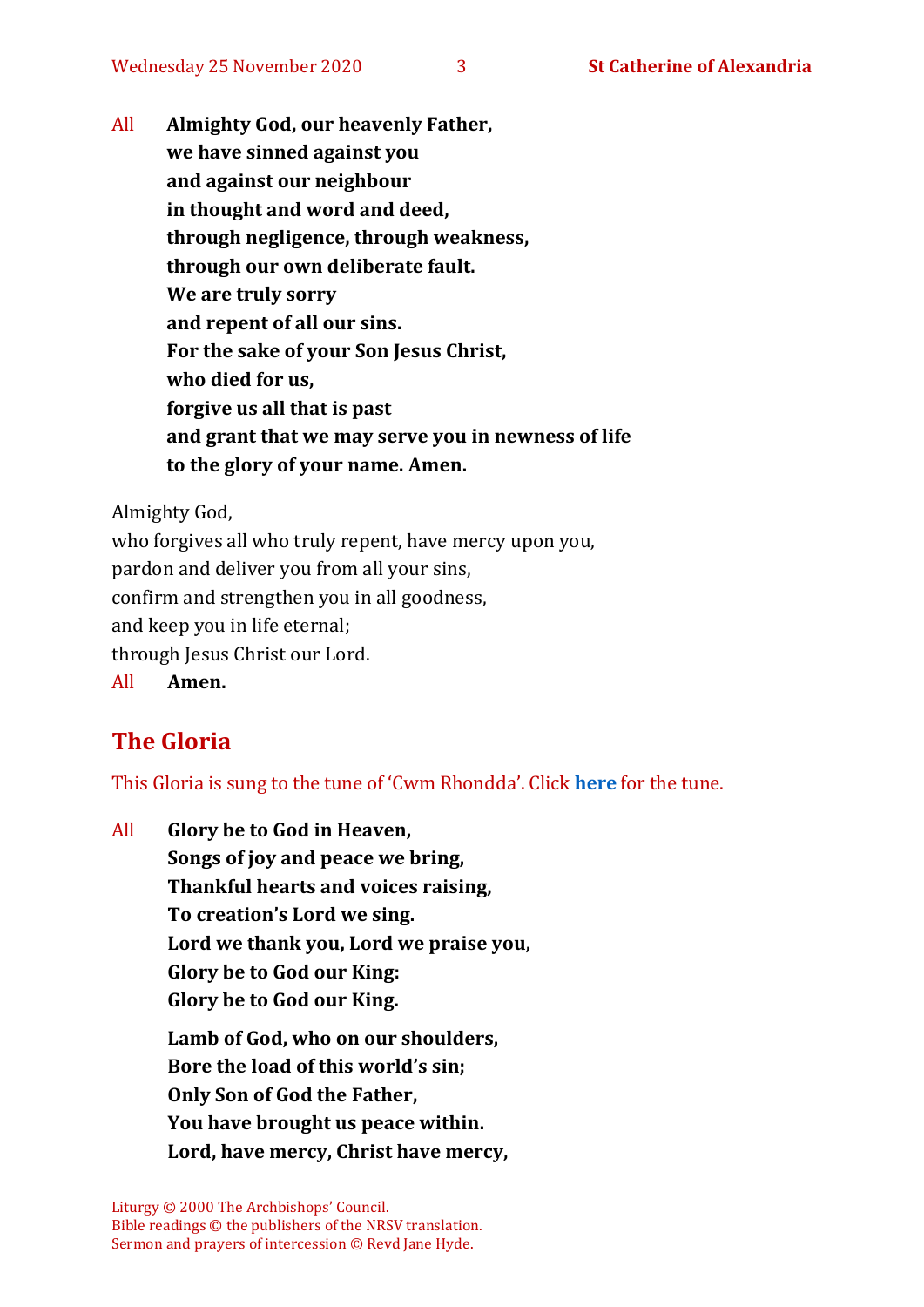All **Almighty God, our heavenly Father,**
**we have sinned against you**
**and against our neighbour**
**in thought and word and deed,**
**through negligence, through weakness,**
**through our own deliberate fault.**
**We are truly sorry**
**and repent of all our sins.**
**For the sake of your Son Jesus Christ,**
**who died for us,**
**forgive us all that is past**
**and grant that we may serve you in newness of life**
**to the glory of your name. Amen.**

Almighty God,
who forgives all who truly repent, have mercy upon you,
pardon and deliver you from all your sins,
confirm and strengthen you in all goodness,
and keep you in life eternal;
through Jesus Christ our Lord.
All **Amen.**

## The Gloria

This Gloria is sung to the tune of 'Cwm Rhondda'. Click **here** for the tune.

All **Glory be to God in Heaven,**
**Songs of joy and peace we bring,**
**Thankful hearts and voices raising,**
**To creation's Lord we sing.**
**Lord we thank you, Lord we praise you,**
**Glory be to God our King:**
**Glory be to God our King.**

**Lamb of God, who on our shoulders,**
**Bore the load of this world's sin;**
**Only Son of God the Father,**
**You have brought us peace within.**
**Lord, have mercy, Christ have mercy,**

Liturgy © 2000 The Archbishops' Council.
Bible readings © the publishers of the NRSV translation.
Sermon and prayers of intercession © Revd Jane Hyde.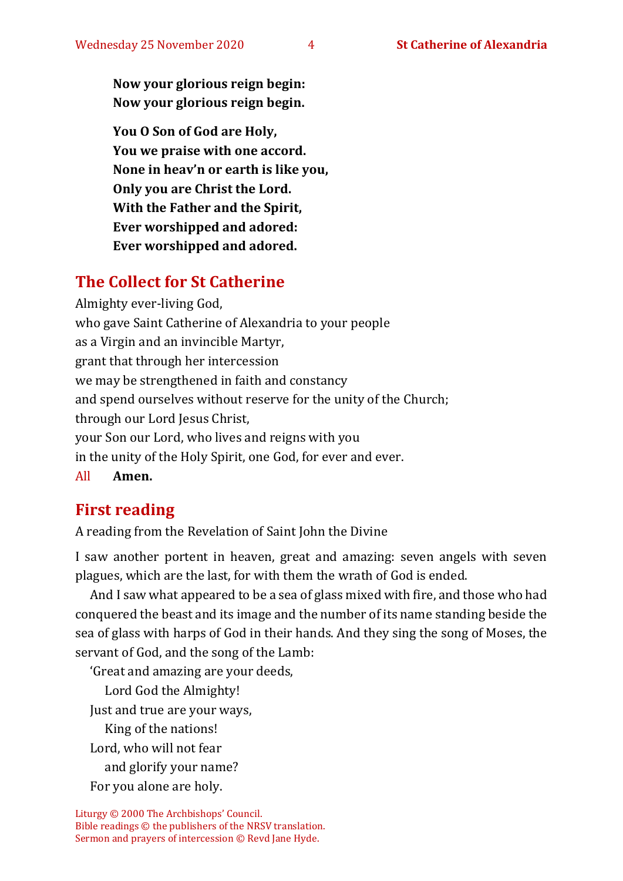**Now your glorious reign begin:**
**Now your glorious reign begin.**

**You O Son of God are Holy,**
**You we praise with one accord.**
**None in heav'n or earth is like you,**
**Only you are Christ the Lord.**
**With the Father and the Spirit,**
**Ever worshipped and adored:**
**Ever worshipped and adored.**

## The Collect for St Catherine

Almighty ever-living God,
who gave Saint Catherine of Alexandria to your people
as a Virgin and an invincible Martyr,
grant that through her intercession
we may be strengthened in faith and constancy
and spend ourselves without reserve for the unity of the Church;
through our Lord Jesus Christ,
your Son our Lord, who lives and reigns with you
in the unity of the Holy Spirit, one God, for ever and ever.

All **Amen.**

## First reading

A reading from the Revelation of Saint John the Divine

I saw another portent in heaven, great and amazing: seven angels with seven plagues, which are the last, for with them the wrath of God is ended.

And I saw what appeared to be a sea of glass mixed with fire, and those who had conquered the beast and its image and the number of its name standing beside the sea of glass with harps of God in their hands. And they sing the song of Moses, the servant of God, and the song of the Lamb:

'Great and amazing are your deeds,
Lord God the Almighty!
Just and true are your ways,
King of the nations!
Lord, who will not fear
and glorify your name?
For you alone are holy.

Liturgy © 2000 The Archbishops' Council.
Bible readings © the publishers of the NRSV translation.
Sermon and prayers of intercession © Revd Jane Hyde.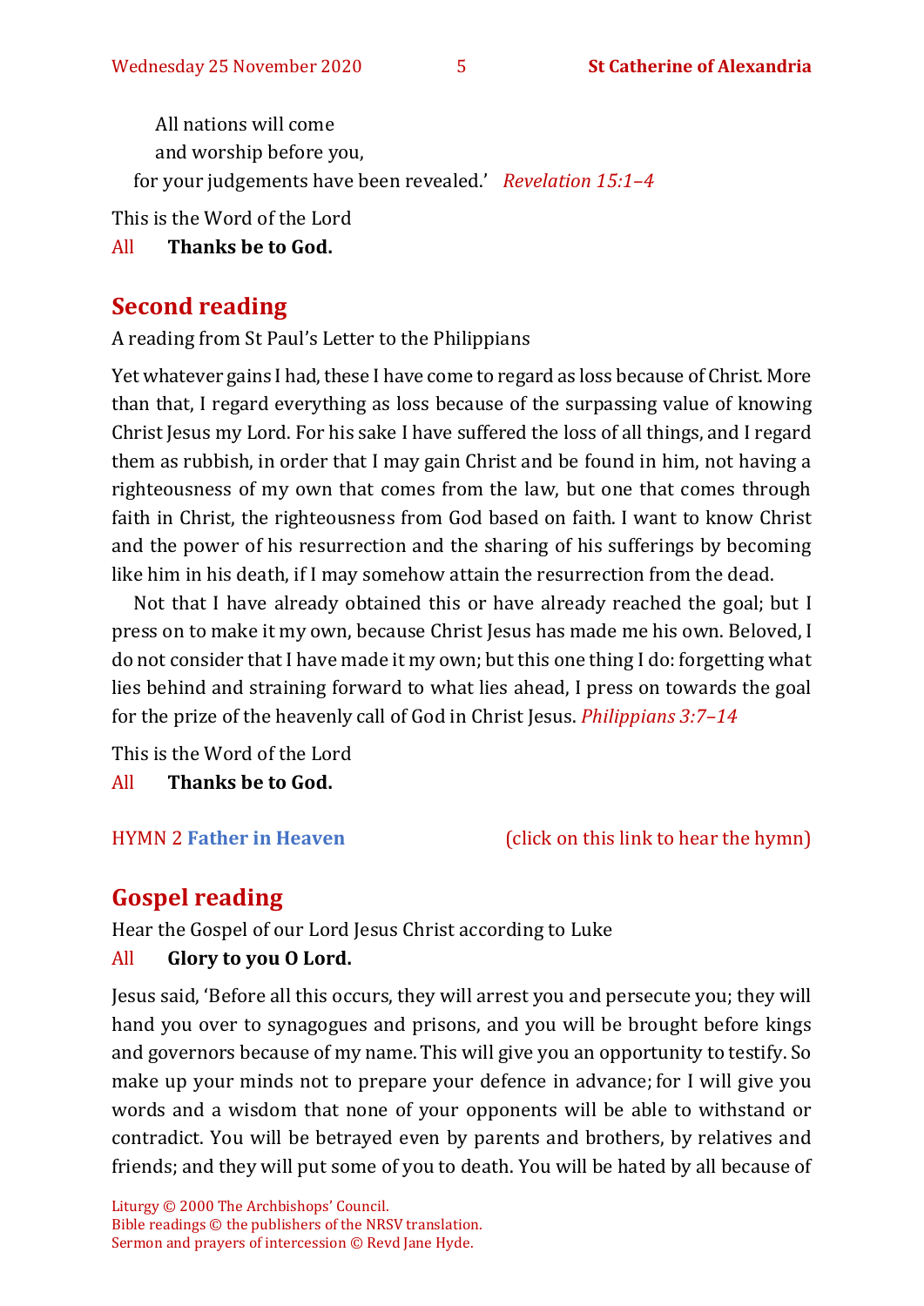All nations will come
and worship before you,
for your judgements have been revealed.' *Revelation 15:1–4*

This is the Word of the Lord

All **Thanks be to God.**

## Second reading

A reading from St Paul's Letter to the Philippians

Yet whatever gains I had, these I have come to regard as loss because of Christ. More than that, I regard everything as loss because of the surpassing value of knowing Christ Jesus my Lord. For his sake I have suffered the loss of all things, and I regard them as rubbish, in order that I may gain Christ and be found in him, not having a righteousness of my own that comes from the law, but one that comes through faith in Christ, the righteousness from God based on faith. I want to know Christ and the power of his resurrection and the sharing of his sufferings by becoming like him in his death, if I may somehow attain the resurrection from the dead.

Not that I have already obtained this or have already reached the goal; but I press on to make it my own, because Christ Jesus has made me his own. Beloved, I do not consider that I have made it my own; but this one thing I do: forgetting what lies behind and straining forward to what lies ahead, I press on towards the goal for the prize of the heavenly call of God in Christ Jesus. *Philippians 3:7–14*

This is the Word of the Lord

All **Thanks be to God.**

HYMN 2 **Father in Heaven** (click on this link to hear the hymn)

## Gospel reading

Hear the Gospel of our Lord Jesus Christ according to Luke

All **Glory to you O Lord.**

Jesus said, 'Before all this occurs, they will arrest you and persecute you; they will hand you over to synagogues and prisons, and you will be brought before kings and governors because of my name. This will give you an opportunity to testify. So make up your minds not to prepare your defence in advance; for I will give you words and a wisdom that none of your opponents will be able to withstand or contradict. You will be betrayed even by parents and brothers, by relatives and friends; and they will put some of you to death. You will be hated by all because of

Liturgy © 2000 The Archbishops' Council.
Bible readings © the publishers of the NRSV translation.
Sermon and prayers of intercession © Revd Jane Hyde.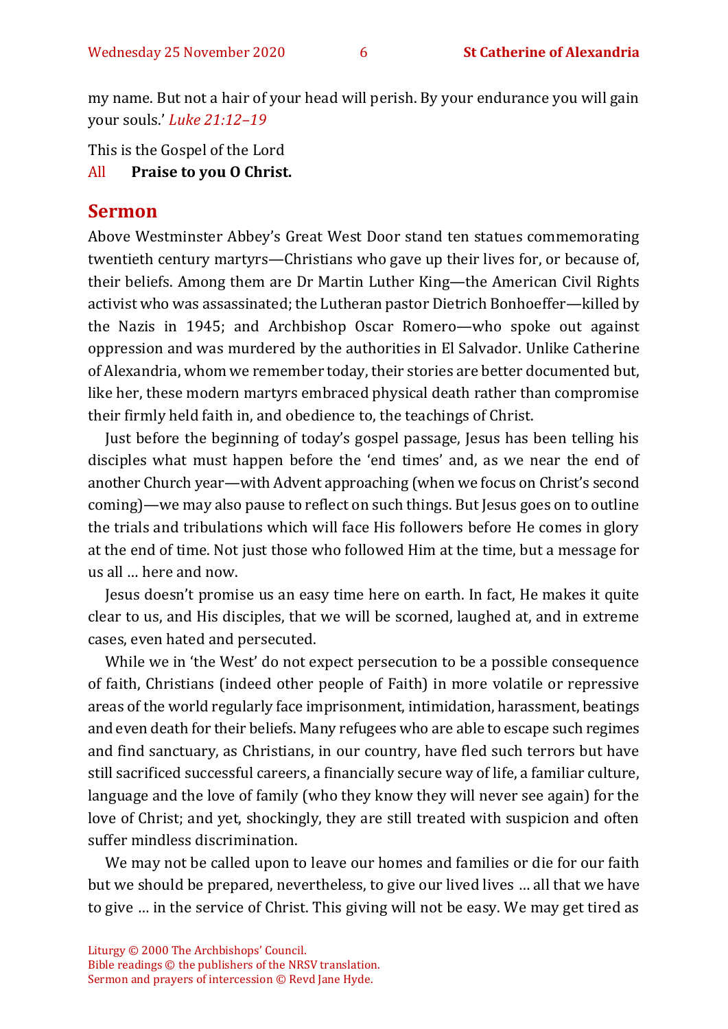my name. But not a hair of your head will perish. By your endurance you will gain your souls.' *Luke 21:12–19*

This is the Gospel of the Lord

All **Praise to you O Christ.**

## Sermon

Above Westminster Abbey's Great West Door stand ten statues commemorating twentieth century martyrs—Christians who gave up their lives for, or because of, their beliefs. Among them are Dr Martin Luther King—the American Civil Rights activist who was assassinated; the Lutheran pastor Dietrich Bonhoeffer—killed by the Nazis in 1945; and Archbishop Oscar Romero—who spoke out against oppression and was murdered by the authorities in El Salvador. Unlike Catherine of Alexandria, whom we remember today, their stories are better documented but, like her, these modern martyrs embraced physical death rather than compromise their firmly held faith in, and obedience to, the teachings of Christ.

Just before the beginning of today's gospel passage, Jesus has been telling his disciples what must happen before the 'end times' and, as we near the end of another Church year—with Advent approaching (when we focus on Christ's second coming)—we may also pause to reflect on such things. But Jesus goes on to outline the trials and tribulations which will face His followers before He comes in glory at the end of time. Not just those who followed Him at the time, but a message for us all … here and now.

Jesus doesn't promise us an easy time here on earth. In fact, He makes it quite clear to us, and His disciples, that we will be scorned, laughed at, and in extreme cases, even hated and persecuted.

While we in 'the West' do not expect persecution to be a possible consequence of faith, Christians (indeed other people of Faith) in more volatile or repressive areas of the world regularly face imprisonment, intimidation, harassment, beatings and even death for their beliefs. Many refugees who are able to escape such regimes and find sanctuary, as Christians, in our country, have fled such terrors but have still sacrificed successful careers, a financially secure way of life, a familiar culture, language and the love of family (who they know they will never see again) for the love of Christ; and yet, shockingly, they are still treated with suspicion and often suffer mindless discrimination.

We may not be called upon to leave our homes and families or die for our faith but we should be prepared, nevertheless, to give our lived lives … all that we have to give … in the service of Christ. This giving will not be easy. We may get tired as

Liturgy © 2000 The Archbishops' Council.
Bible readings © the publishers of the NRSV translation.
Sermon and prayers of intercession © Revd Jane Hyde.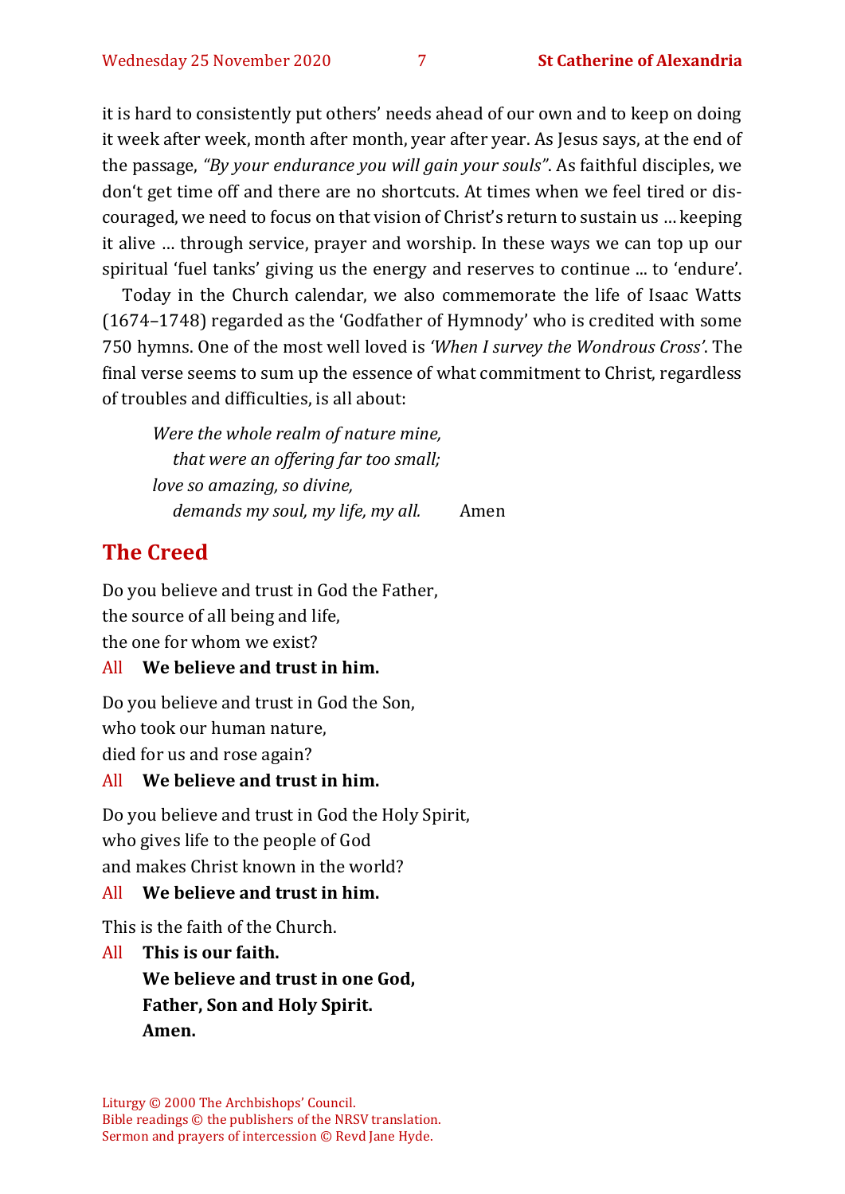it is hard to consistently put others' needs ahead of our own and to keep on doing it week after week, month after month, year after year. As Jesus says, at the end of the passage, *"By your endurance you will gain your souls"*. As faithful disciples, we don't get time off and there are no shortcuts. At times when we feel tired or discouraged, we need to focus on that vision of Christ's return to sustain us … keeping it alive … through service, prayer and worship. In these ways we can top up our spiritual 'fuel tanks' giving us the energy and reserves to continue ... to 'endure'.

Today in the Church calendar, we also commemorate the life of Isaac Watts (1674–1748) regarded as the 'Godfather of Hymnody' who is credited with some 750 hymns. One of the most well loved is *'When I survey the Wondrous Cross'*. The final verse seems to sum up the essence of what commitment to Christ, regardless of troubles and difficulties, is all about:

*Were the whole realm of nature mine,*
*that were an offering far too small;*
*love so amazing, so divine,*
*demands my soul, my life, my all.* Amen

## The Creed

Do you believe and trust in God the Father,
the source of all being and life,
the one for whom we exist?

All **We believe and trust in him.**

Do you believe and trust in God the Son,
who took our human nature,
died for us and rose again?

All **We believe and trust in him.**

Do you believe and trust in God the Holy Spirit,
who gives life to the people of God
and makes Christ known in the world?

All **We believe and trust in him.**

This is the faith of the Church.

All **This is our faith.**
**We believe and trust in one God,**
**Father, Son and Holy Spirit.**
**Amen.**

Liturgy © 2000 The Archbishops' Council.
Bible readings © the publishers of the NRSV translation.
Sermon and prayers of intercession © Revd Jane Hyde.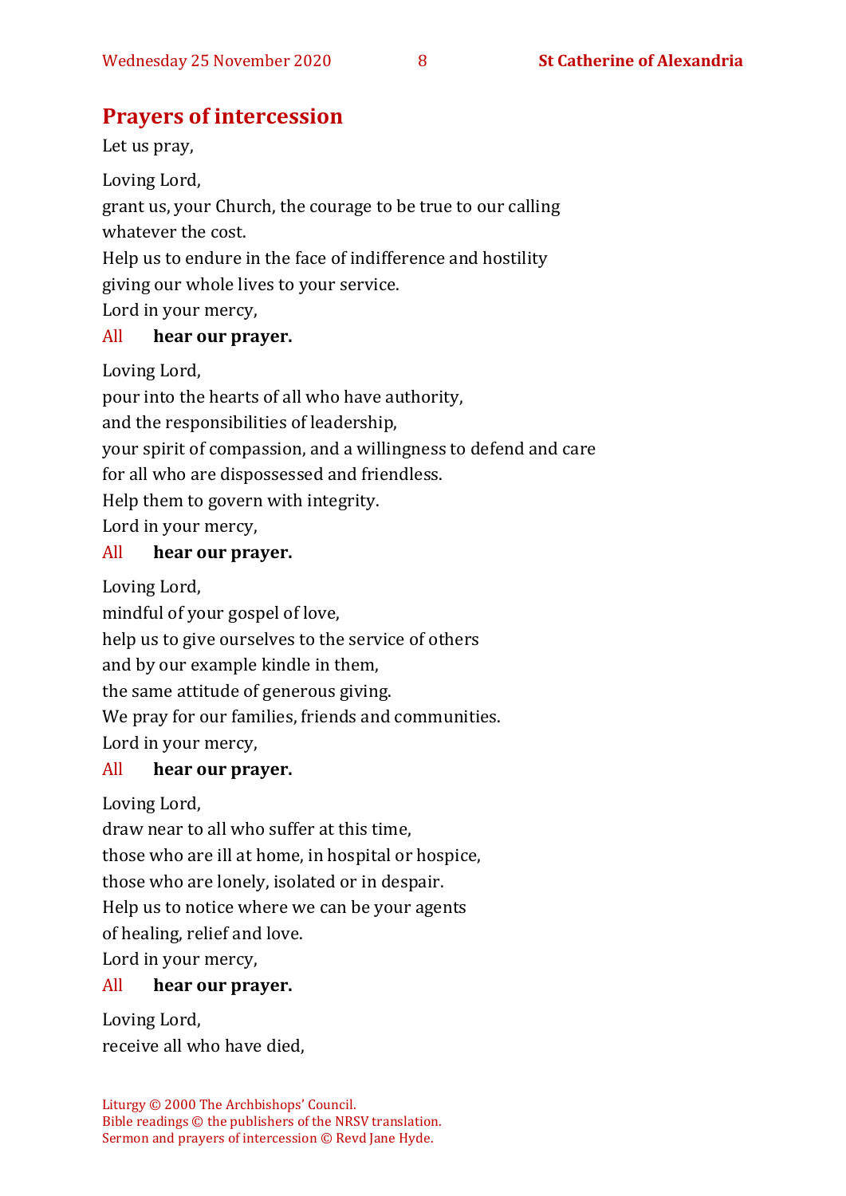## Prayers of intercession

Let us pray,

Loving Lord,
grant us, your Church, the courage to be true to our calling
whatever the cost.
Help us to endure in the face of indifference and hostility
giving our whole lives to your service.
Lord in your mercy,

All **hear our prayer.**

Loving Lord,
pour into the hearts of all who have authority,
and the responsibilities of leadership,
your spirit of compassion, and a willingness to defend and care
for all who are dispossessed and friendless.
Help them to govern with integrity.
Lord in your mercy,

All **hear our prayer.**

Loving Lord,
mindful of your gospel of love,
help us to give ourselves to the service of others
and by our example kindle in them,
the same attitude of generous giving.
We pray for our families, friends and communities.
Lord in your mercy,

All **hear our prayer.**

Loving Lord,
draw near to all who suffer at this time,
those who are ill at home, in hospital or hospice,
those who are lonely, isolated or in despair.
Help us to notice where we can be your agents
of healing, relief and love.
Lord in your mercy,

All **hear our prayer.**

Loving Lord,
receive all who have died,

Liturgy © 2000 The Archbishops' Council.
Bible readings © the publishers of the NRSV translation.
Sermon and prayers of intercession © Revd Jane Hyde.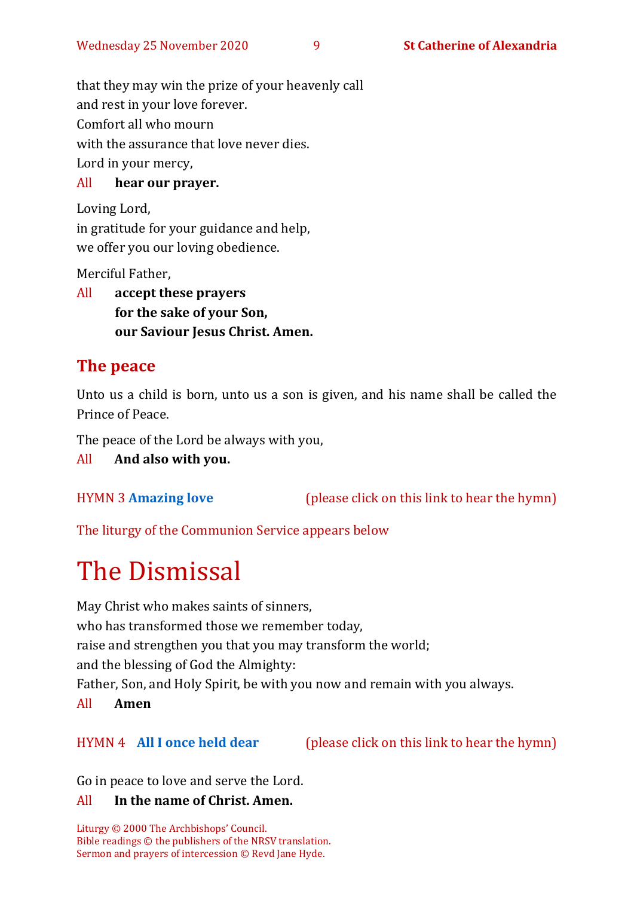that they may win the prize of your heavenly call
and rest in your love forever.
Comfort all who mourn
with the assurance that love never dies.
Lord in your mercy,

All **hear our prayer.**

Loving Lord,
in gratitude for your guidance and help,
we offer you our loving obedience.

Merciful Father,

All **accept these prayers**
**for the sake of your Son,**
**our Saviour Jesus Christ. Amen.**

## The peace

Unto us a child is born, unto us a son is given, and his name shall be called the Prince of Peace.

The peace of the Lord be always with you,

All **And also with you.**

HYMN 3 **Amazing love** (please click on this link to hear the hymn)

The liturgy of the Communion Service appears below

# The Dismissal

May Christ who makes saints of sinners,
who has transformed those we remember today,
raise and strengthen you that you may transform the world;
and the blessing of God the Almighty:
Father, Son, and Holy Spirit, be with you now and remain with you always.

All **Amen**

HYMN 4 **All I once held dear** (please click on this link to hear the hymn)

Go in peace to love and serve the Lord.

All **In the name of Christ. Amen.**

Liturgy © 2000 The Archbishops' Council.
Bible readings © the publishers of the NRSV translation.
Sermon and prayers of intercession © Revd Jane Hyde.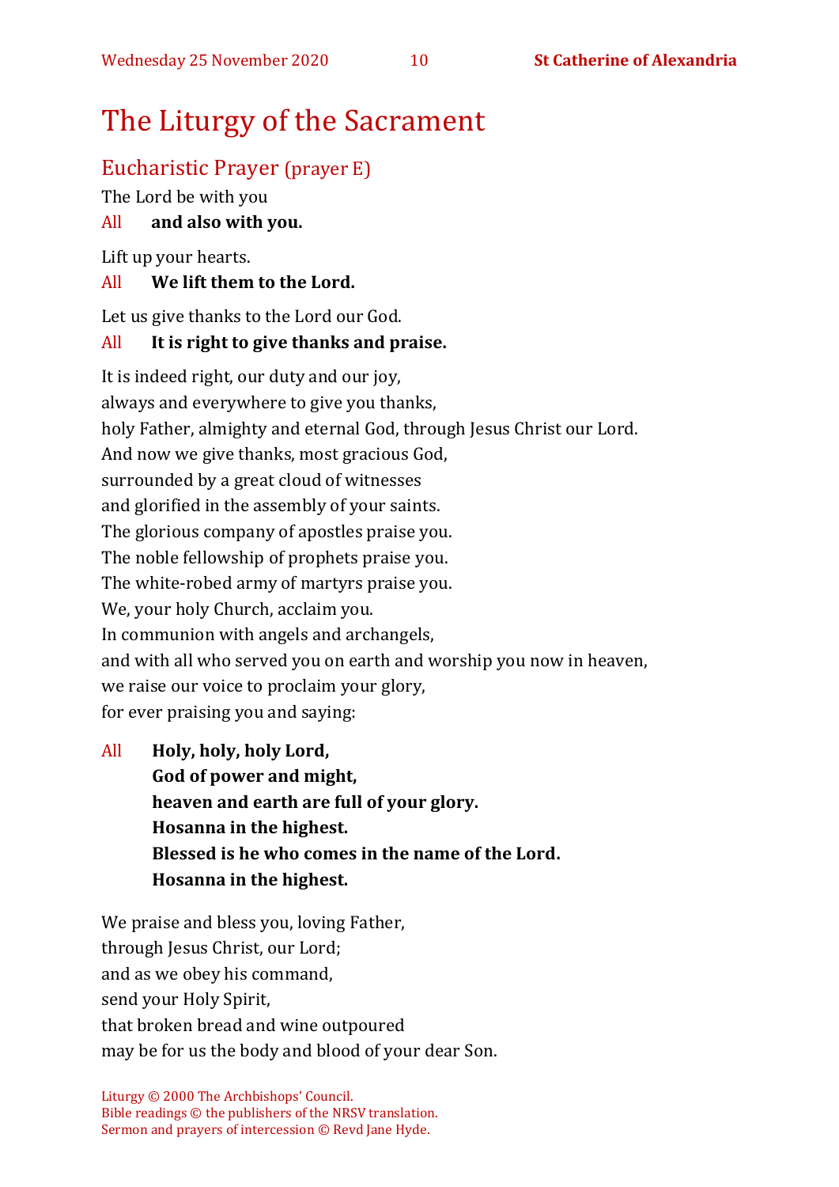# The Liturgy of the Sacrament

## Eucharistic Prayer (prayer E)

The Lord be with you

All **and also with you.**

Lift up your hearts.

All **We lift them to the Lord.**

Let us give thanks to the Lord our God.

All **It is right to give thanks and praise.**

It is indeed right, our duty and our joy,
always and everywhere to give you thanks,
holy Father, almighty and eternal God, through Jesus Christ our Lord.
And now we give thanks, most gracious God,
surrounded by a great cloud of witnesses
and glorified in the assembly of your saints.
The glorious company of apostles praise you.
The noble fellowship of prophets praise you.
The white-robed army of martyrs praise you.
We, your holy Church, acclaim you.
In communion with angels and archangels,
and with all who served you on earth and worship you now in heaven,
we raise our voice to proclaim your glory,
for ever praising you and saying:

All **Holy, holy, holy Lord,**
**God of power and might,**
**heaven and earth are full of your glory.**
**Hosanna in the highest.**
**Blessed is he who comes in the name of the Lord.**
**Hosanna in the highest.**

We praise and bless you, loving Father,
through Jesus Christ, our Lord;
and as we obey his command,
send your Holy Spirit,
that broken bread and wine outpoured
may be for us the body and blood of your dear Son.

Liturgy © 2000 The Archbishops' Council.
Bible readings © the publishers of the NRSV translation.
Sermon and prayers of intercession © Revd Jane Hyde.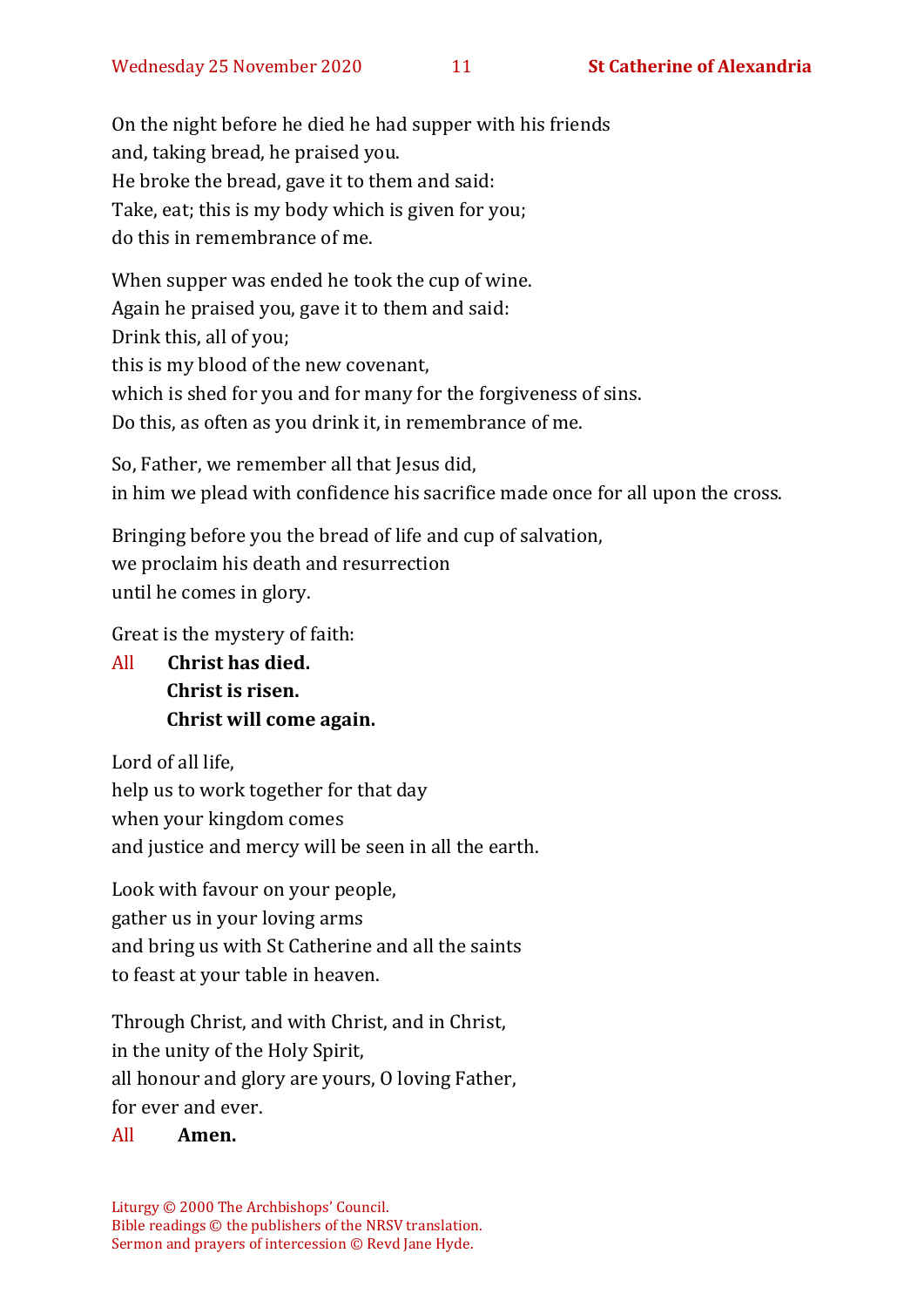On the night before he died he had supper with his friends
and, taking bread, he praised you.
He broke the bread, gave it to them and said:
Take, eat; this is my body which is given for you;
do this in remembrance of me.

When supper was ended he took the cup of wine.
Again he praised you, gave it to them and said:
Drink this, all of you;
this is my blood of the new covenant,
which is shed for you and for many for the forgiveness of sins.
Do this, as often as you drink it, in remembrance of me.

So, Father, we remember all that Jesus did,
in him we plead with confidence his sacrifice made once for all upon the cross.

Bringing before you the bread of life and cup of salvation,
we proclaim his death and resurrection
until he comes in glory.

Great is the mystery of faith:

All **Christ has died.**
**Christ is risen.**
**Christ will come again.**

Lord of all life,
help us to work together for that day
when your kingdom comes
and justice and mercy will be seen in all the earth.

Look with favour on your people,
gather us in your loving arms
and bring us with St Catherine and all the saints
to feast at your table in heaven.

Through Christ, and with Christ, and in Christ,
in the unity of the Holy Spirit,
all honour and glory are yours, O loving Father,
for ever and ever.

All **Amen.**

Liturgy © 2000 The Archbishops' Council.
Bible readings © the publishers of the NRSV translation.
Sermon and prayers of intercession © Revd Jane Hyde.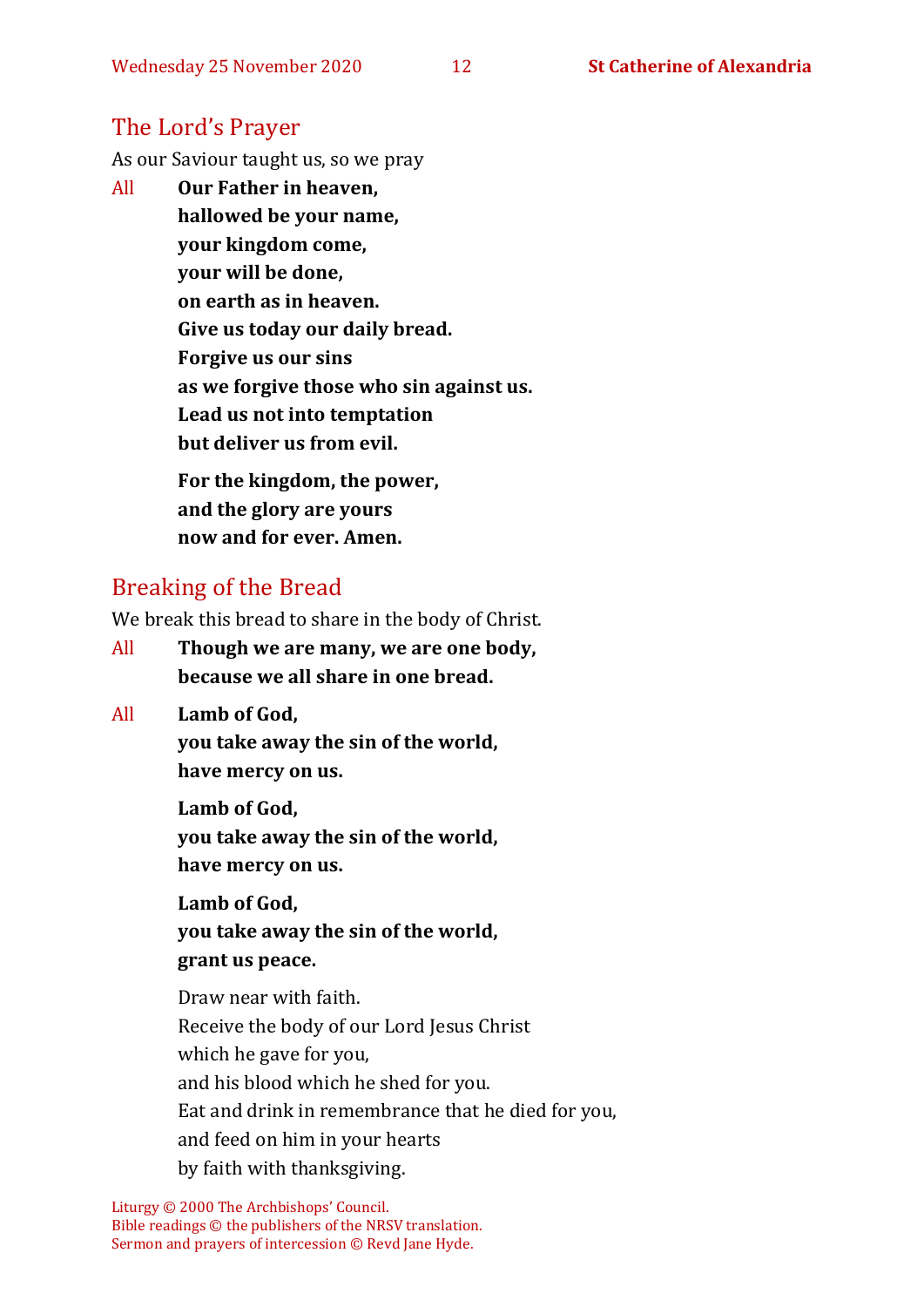## The Lord's Prayer

As our Saviour taught us, so we pray

All **Our Father in heaven,**
**hallowed be your name,**
**your kingdom come,**
**your will be done,**
**on earth as in heaven.**
**Give us today our daily bread.**
**Forgive us our sins**
**as we forgive those who sin against us.**
**Lead us not into temptation**
**but deliver us from evil.**

**For the kingdom, the power,**
**and the glory are yours**
**now and for ever. Amen.**

## Breaking of the Bread

We break this bread to share in the body of Christ.

All **Though we are many, we are one body,**
**because we all share in one bread.**

All **Lamb of God,**
**you take away the sin of the world,**
**have mercy on us.**

**Lamb of God,**
**you take away the sin of the world,**
**have mercy on us.**

**Lamb of God,**
**you take away the sin of the world,**
**grant us peace.**

Draw near with faith.
Receive the body of our Lord Jesus Christ
which he gave for you,
and his blood which he shed for you.
Eat and drink in remembrance that he died for you,
and feed on him in your hearts
by faith with thanksgiving.

Liturgy © 2000 The Archbishops' Council.
Bible readings © the publishers of the NRSV translation.
Sermon and prayers of intercession © Revd Jane Hyde.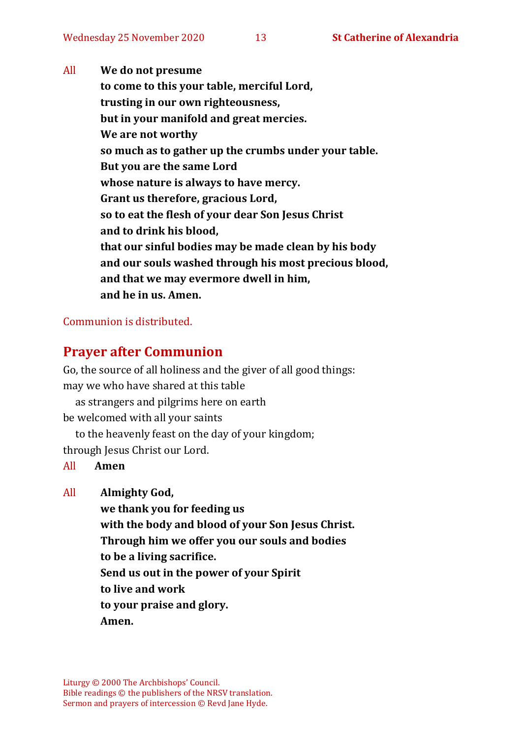All **We do not presume**
**to come to this your table, merciful Lord,**
**trusting in our own righteousness,**
**but in your manifold and great mercies.**
**We are not worthy**
**so much as to gather up the crumbs under your table.**
**But you are the same Lord**
**whose nature is always to have mercy.**
**Grant us therefore, gracious Lord,**
**so to eat the flesh of your dear Son Jesus Christ**
**and to drink his blood,**
**that our sinful bodies may be made clean by his body**
**and our souls washed through his most precious blood,**
**and that we may evermore dwell in him,**
**and he in us. Amen.**

Communion is distributed.

## Prayer after Communion

Go, the source of all holiness and the giver of all good things:
may we who have shared at this table
as strangers and pilgrims here on earth
be welcomed with all your saints
to the heavenly feast on the day of your kingdom;
through Jesus Christ our Lord.

All **Amen**

All **Almighty God,**
**we thank you for feeding us**
**with the body and blood of your Son Jesus Christ.**
**Through him we offer you our souls and bodies**
**to be a living sacrifice.**
**Send us out in the power of your Spirit**
**to live and work**
**to your praise and glory.**
**Amen.**

Liturgy © 2000 The Archbishops' Council.
Bible readings © the publishers of the NRSV translation.
Sermon and prayers of intercession © Revd Jane Hyde.